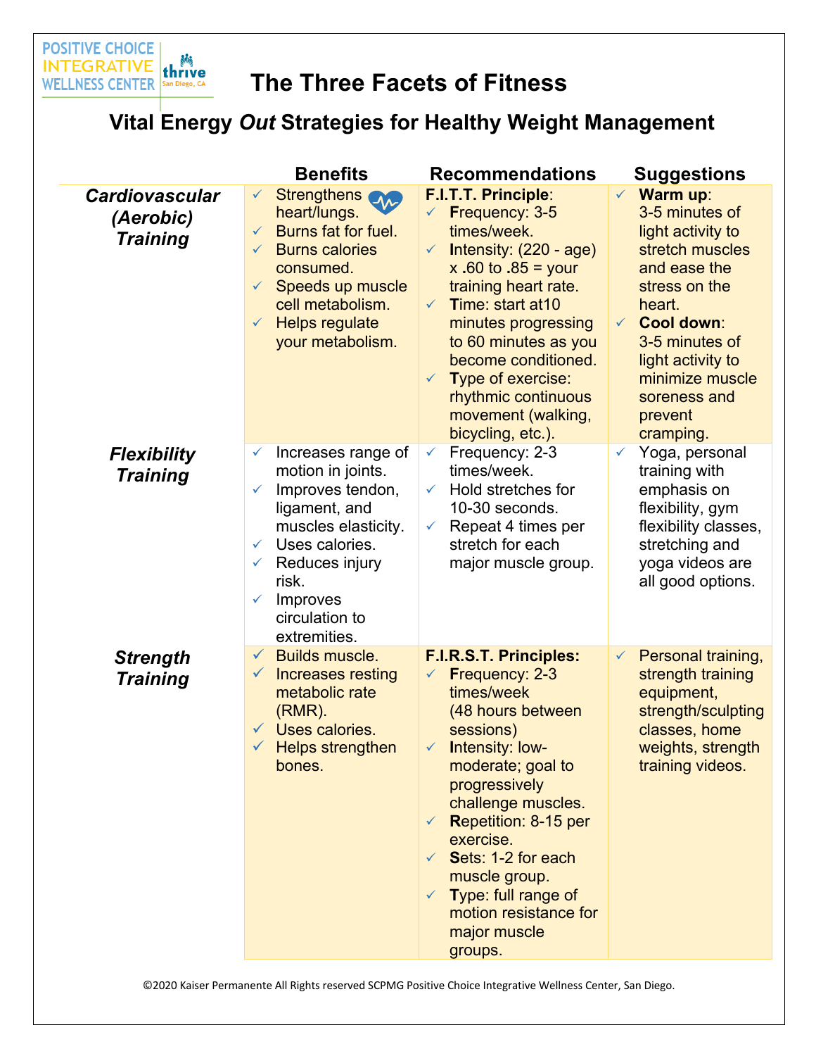POSITIVE CHOICE INTEGRATIVE WELLNESS CENTER | thrive San Diego, CA

# The Three Facets of Fitness

## Vital Energy *Out* Strategies for Healthy Weight Management

| | Benefits | Recommendations | Suggestions |
|---|---|---|---|
| ***Cardiovascular (Aerobic) Training*** | ✓ Strengthens heart/lungs.<br>✓ Burns fat for fuel.<br>✓ Burns calories consumed.<br>✓ Speeds up muscle cell metabolism.<br>✓ Helps regulate your metabolism. | **F.I.T.T. Principle**:<br>✓ **F**requency: 3-5 times/week.<br>✓ **I**ntensity: (220 - age) x .60 to .85 = your training heart rate.<br>✓ **T**ime: start at10 minutes progressing to 60 minutes as you become conditioned.<br>✓ **T**ype of exercise: rhythmic continuous movement (walking, bicycling, etc.). | ✓ **Warm up**: 3-5 minutes of light activity to stretch muscles and ease the stress on the heart.<br>✓ **Cool down**: 3-5 minutes of light activity to minimize muscle soreness and prevent cramping. |
| ***Flexibility Training*** | ✓ Increases range of motion in joints.<br>✓ Improves tendon, ligament, and muscles elasticity.<br>✓ Uses calories.<br>✓ Reduces injury risk.<br>✓ Improves circulation to extremities. | ✓ Frequency: 2-3 times/week.<br>✓ Hold stretches for 10-30 seconds.<br>✓ Repeat 4 times per stretch for each major muscle group. | ✓ Yoga, personal training with emphasis on flexibility, gym flexibility classes, stretching and yoga videos are all good options. |
| ***Strength Training*** | ✓ Builds muscle.<br>✓ Increases resting metabolic rate (RMR).<br>✓ Uses calories.<br>✓ Helps strengthen bones. | **F.I.R.S.T. Principles:**<br>✓ **F**requency: 2-3 times/week (48 hours between sessions)<br>✓ **I**ntensity: low-moderate; goal to progressively challenge muscles.<br>✓ **R**epetition: 8-15 per exercise.<br>✓ **S**ets: 1-2 for each muscle group.<br>✓ **T**ype: full range of motion resistance for major muscle groups. | ✓ Personal training, strength training equipment, strength/sculpting classes, home weights, strength training videos. |

©2020 Kaiser Permanente All Rights reserved SCPMG Positive Choice Integrative Wellness Center, San Diego.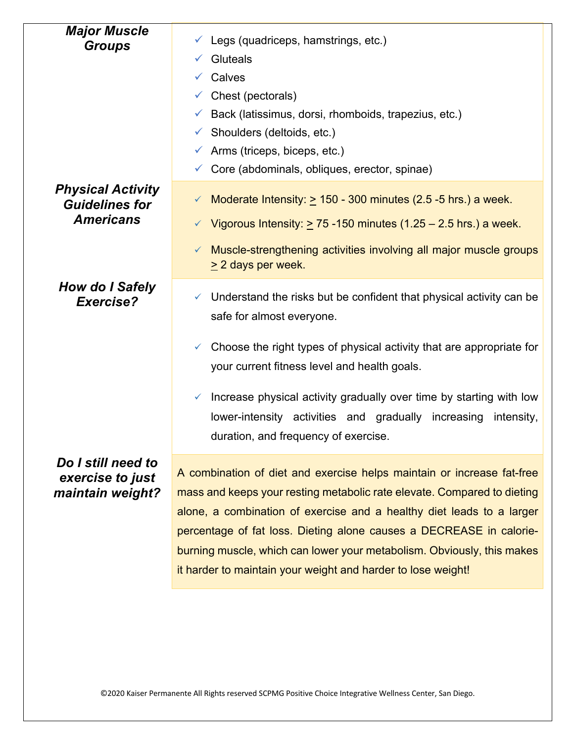### Major Muscle Groups

- ✓ Legs (quadriceps, hamstrings, etc.)
- ✓ Gluteals
- ✓ Calves
- ✓ Chest (pectorals)
- ✓ Back (latissimus, dorsi, rhomboids, trapezius, etc.)
- ✓ Shoulders (deltoids, etc.)
- ✓ Arms (triceps, biceps, etc.)
- ✓ Core (abdominals, obliques, erector, spinae)

### Physical Activity Guidelines for Americans

- ✓ Moderate Intensity: ≥ 150 - 300 minutes (2.5 -5 hrs.) a week.
- ✓ Vigorous Intensity: ≥ 75 -150 minutes (1.25 – 2.5 hrs.) a week.
- ✓ Muscle-strengthening activities involving all major muscle groups ≥ 2 days per week.

### How do I Safely Exercise?

- ✓ Understand the risks but be confident that physical activity can be safe for almost everyone.
- ✓ Choose the right types of physical activity that are appropriate for your current fitness level and health goals.
- ✓ Increase physical activity gradually over time by starting with low lower-intensity activities and gradually increasing intensity, duration, and frequency of exercise.

### Do I still need to exercise to just maintain weight?

A combination of diet and exercise helps maintain or increase fat-free mass and keeps your resting metabolic rate elevate. Compared to dieting alone, a combination of exercise and a healthy diet leads to a larger percentage of fat loss. Dieting alone causes a DECREASE in calorie-burning muscle, which can lower your metabolism. Obviously, this makes it harder to maintain your weight and harder to lose weight!

©2020 Kaiser Permanente All Rights reserved SCPMG Positive Choice Integrative Wellness Center, San Diego.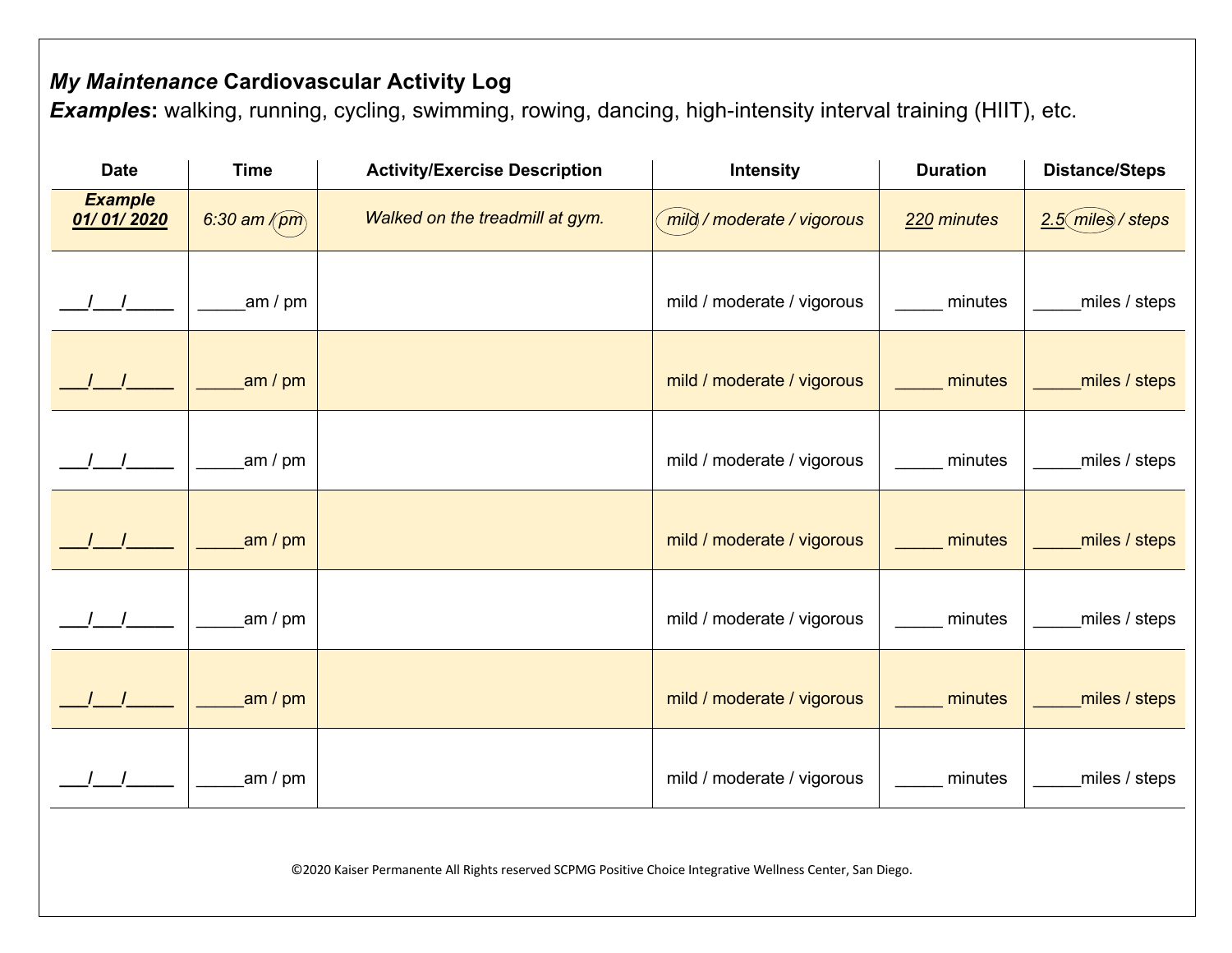***My Maintenance* Cardiovascular Activity Log**

***Examples*:** walking, running, cycling, swimming, rowing, dancing, high-intensity interval training (HIIT), etc.

| Date | Time | Activity/Exercise Description | Intensity | Duration | Distance/Steps |
|---|---|---|---|---|---|
| ***Example*** ***01/ 01/ 2020*** | *6:30 am / pm* | *Walked on the treadmill at gym.* | *mild / moderate / vigorous* | *220 minutes* | *2.5 miles / steps* |
| ___/___/_____ | _____am / pm | | mild / moderate / vigorous | _____ minutes | _____miles / steps |
| ___/___/_____ | _____am / pm | | mild / moderate / vigorous | _____ minutes | _____miles / steps |
| ___/___/_____ | _____am / pm | | mild / moderate / vigorous | _____ minutes | _____miles / steps |
| ___/___/_____ | _____am / pm | | mild / moderate / vigorous | _____ minutes | _____miles / steps |
| ___/___/_____ | _____am / pm | | mild / moderate / vigorous | _____ minutes | _____miles / steps |
| ___/___/_____ | _____am / pm | | mild / moderate / vigorous | _____ minutes | _____miles / steps |
| ___/___/_____ | _____am / pm | | mild / moderate / vigorous | _____ minutes | _____miles / steps |

©2020 Kaiser Permanente All Rights reserved SCPMG Positive Choice Integrative Wellness Center, San Diego.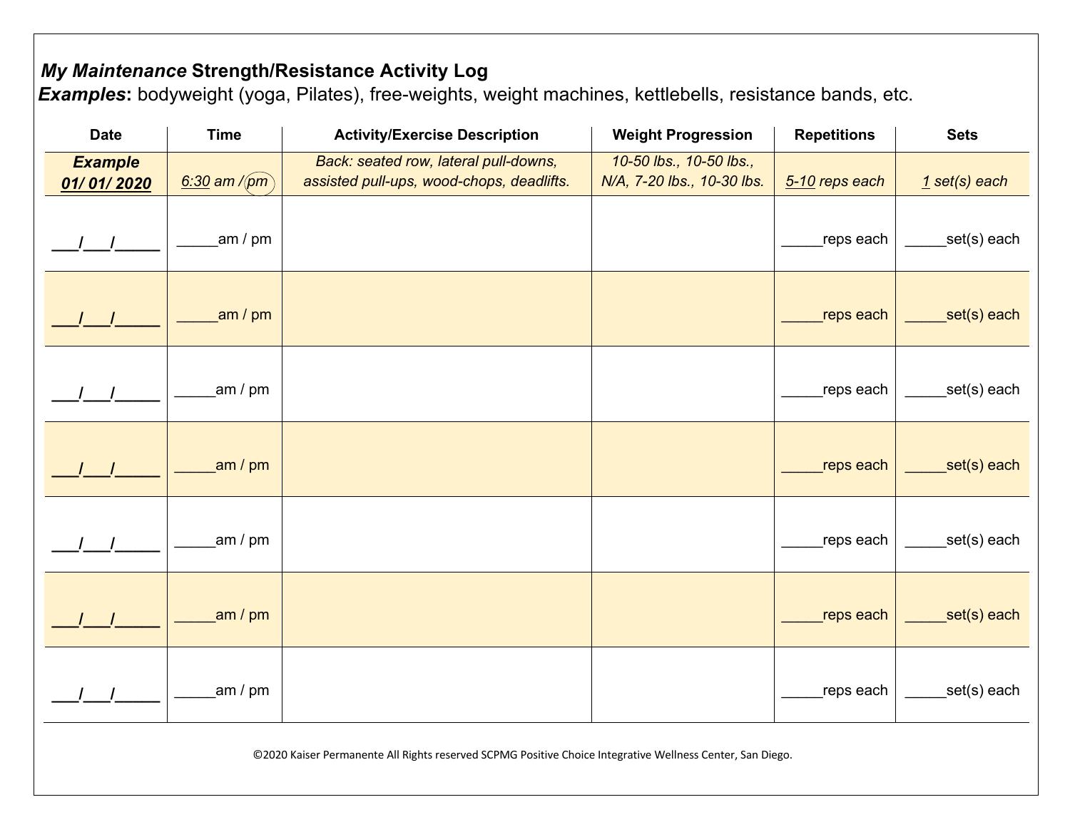***My Maintenance* Strength/Resistance Activity Log**

***Examples*:** bodyweight (yoga, Pilates), free-weights, weight machines, kettlebells, resistance bands, etc.

| Date | Time | Activity/Exercise Description | Weight Progression | Repetitions | Sets |
|---|---|---|---|---|---|
| ***Example*** ***01/ 01/ 2020*** | *6:30 am / pm* (pm circled) | *Back: seated row, lateral pull-downs, assisted pull-ups, wood-chops, deadlifts.* | *10-50 lbs., 10-50 lbs., N/A, 7-20 lbs., 10-30 lbs.* | *5-10 reps each* | *1 set(s) each* |
| ___/___/_____ | _____am / pm | | | _____reps each | _____set(s) each |
| ___/___/_____ | _____am / pm | | | _____reps each | _____set(s) each |
| ___/___/_____ | _____am / pm | | | _____reps each | _____set(s) each |
| ___/___/_____ | _____am / pm | | | _____reps each | _____set(s) each |
| ___/___/_____ | _____am / pm | | | _____reps each | _____set(s) each |
| ___/___/_____ | _____am / pm | | | _____reps each | _____set(s) each |
| ___/___/_____ | _____am / pm | | | _____reps each | _____set(s) each |

©2020 Kaiser Permanente All Rights reserved SCPMG Positive Choice Integrative Wellness Center, San Diego.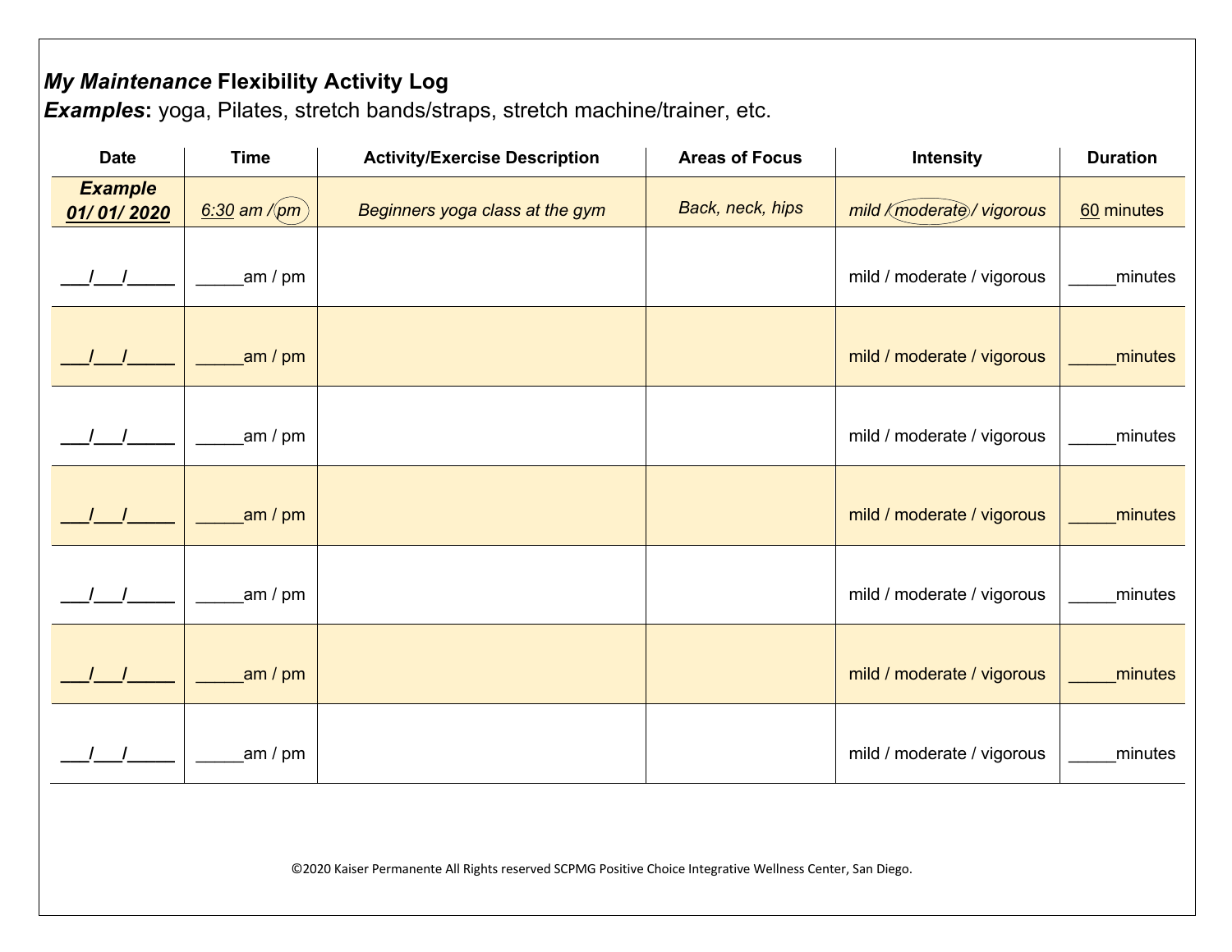***My Maintenance* Flexibility Activity Log**
***Examples*:** yoga, Pilates, stretch bands/straps, stretch machine/trainer, etc.

| Date | Time | Activity/Exercise Description | Areas of Focus | Intensity | Duration |
|---|---|---|---|---|---|
| ***Example*** ***01/ 01/ 2020*** | *6:30 am / pm* (pm circled) | *Beginners yoga class at the gym* | *Back, neck, hips* | *mild / moderate / vigorous* (moderate circled) | 60 minutes |
| ___/___/_____ | _____am / pm | | | mild / moderate / vigorous | _____minutes |
| ___/___/_____ | _____am / pm | | | mild / moderate / vigorous | _____minutes |
| ___/___/_____ | _____am / pm | | | mild / moderate / vigorous | _____minutes |
| ___/___/_____ | _____am / pm | | | mild / moderate / vigorous | _____minutes |
| ___/___/_____ | _____am / pm | | | mild / moderate / vigorous | _____minutes |
| ___/___/_____ | _____am / pm | | | mild / moderate / vigorous | _____minutes |
| ___/___/_____ | _____am / pm | | | mild / moderate / vigorous | _____minutes |

©2020 Kaiser Permanente All Rights reserved SCPMG Positive Choice Integrative Wellness Center, San Diego.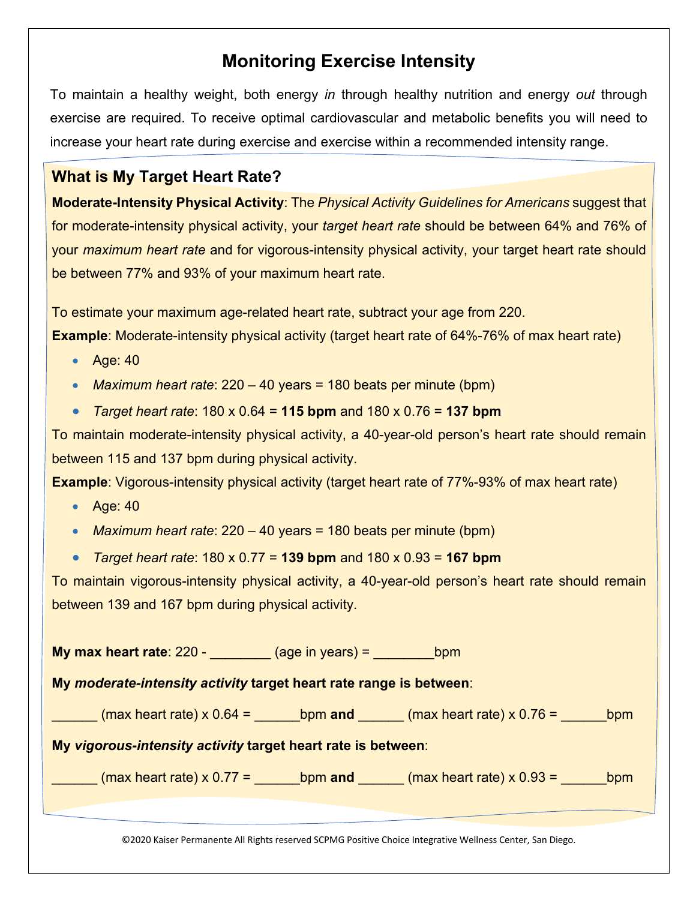# Monitoring Exercise Intensity

To maintain a healthy weight, both energy *in* through healthy nutrition and energy *out* through exercise are required. To receive optimal cardiovascular and metabolic benefits you will need to increase your heart rate during exercise and exercise within a recommended intensity range.

## What is My Target Heart Rate?

**Moderate-Intensity Physical Activity**: The *Physical Activity Guidelines for Americans* suggest that for moderate-intensity physical activity, your *target heart rate* should be between 64% and 76% of your *maximum heart rate* and for vigorous-intensity physical activity, your target heart rate should be between 77% and 93% of your maximum heart rate.

To estimate your maximum age-related heart rate, subtract your age from 220.

**Example**: Moderate-intensity physical activity (target heart rate of 64%-76% of max heart rate)

- Age: 40
- *Maximum heart rate*: 220 – 40 years = 180 beats per minute (bpm)
- *Target heart rate*: 180 x 0.64 = **115 bpm** and 180 x 0.76 = **137 bpm**

To maintain moderate-intensity physical activity, a 40-year-old person's heart rate should remain between 115 and 137 bpm during physical activity.

**Example**: Vigorous-intensity physical activity (target heart rate of 77%-93% of max heart rate)

- Age: 40
- *Maximum heart rate*: 220 – 40 years = 180 beats per minute (bpm)
- *Target heart rate*: 180 x 0.77 = **139 bpm** and 180 x 0.93 = **167 bpm**

To maintain vigorous-intensity physical activity, a 40-year-old person's heart rate should remain between 139 and 167 bpm during physical activity.

**My max heart rate**: 220 - ________ (age in years) = ________bpm

**My *moderate-intensity activity* target heart rate range is between**:

______ (max heart rate) x 0.64 = ______bpm **and** ______ (max heart rate) x 0.76 = ______bpm

**My *vigorous-intensity activity* target heart rate is between**:

______ (max heart rate) x 0.77 = ______bpm **and** ______ (max heart rate) x 0.93 = ______bpm

©2020 Kaiser Permanente All Rights reserved SCPMG Positive Choice Integrative Wellness Center, San Diego.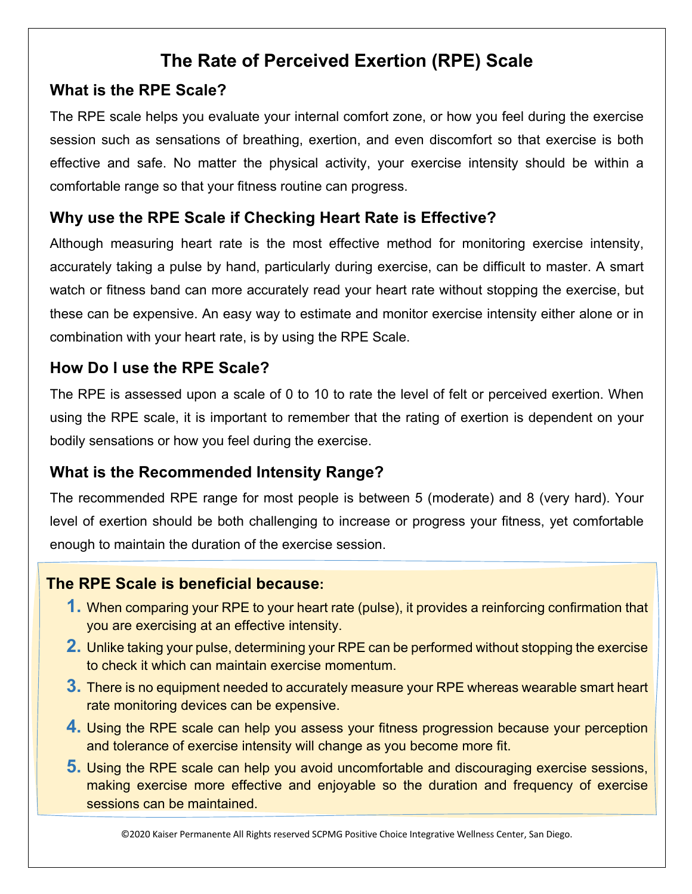# The Rate of Perceived Exertion (RPE) Scale

## What is the RPE Scale?

The RPE scale helps you evaluate your internal comfort zone, or how you feel during the exercise session such as sensations of breathing, exertion, and even discomfort so that exercise is both effective and safe. No matter the physical activity, your exercise intensity should be within a comfortable range so that your fitness routine can progress.

## Why use the RPE Scale if Checking Heart Rate is Effective?

Although measuring heart rate is the most effective method for monitoring exercise intensity, accurately taking a pulse by hand, particularly during exercise, can be difficult to master. A smart watch or fitness band can more accurately read your heart rate without stopping the exercise, but these can be expensive. An easy way to estimate and monitor exercise intensity either alone or in combination with your heart rate, is by using the RPE Scale.

## How Do I use the RPE Scale?

The RPE is assessed upon a scale of 0 to 10 to rate the level of felt or perceived exertion. When using the RPE scale, it is important to remember that the rating of exertion is dependent on your bodily sensations or how you feel during the exercise.

## What is the Recommended Intensity Range?

The recommended RPE range for most people is between 5 (moderate) and 8 (very hard). Your level of exertion should be both challenging to increase or progress your fitness, yet comfortable enough to maintain the duration of the exercise session.

**The RPE Scale is beneficial because:**

1. When comparing your RPE to your heart rate (pulse), it provides a reinforcing confirmation that you are exercising at an effective intensity.
2. Unlike taking your pulse, determining your RPE can be performed without stopping the exercise to check it which can maintain exercise momentum.
3. There is no equipment needed to accurately measure your RPE whereas wearable smart heart rate monitoring devices can be expensive.
4. Using the RPE scale can help you assess your fitness progression because your perception and tolerance of exercise intensity will change as you become more fit.
5. Using the RPE scale can help you avoid uncomfortable and discouraging exercise sessions, making exercise more effective and enjoyable so the duration and frequency of exercise sessions can be maintained.

©2020 Kaiser Permanente All Rights reserved SCPMG Positive Choice Integrative Wellness Center, San Diego.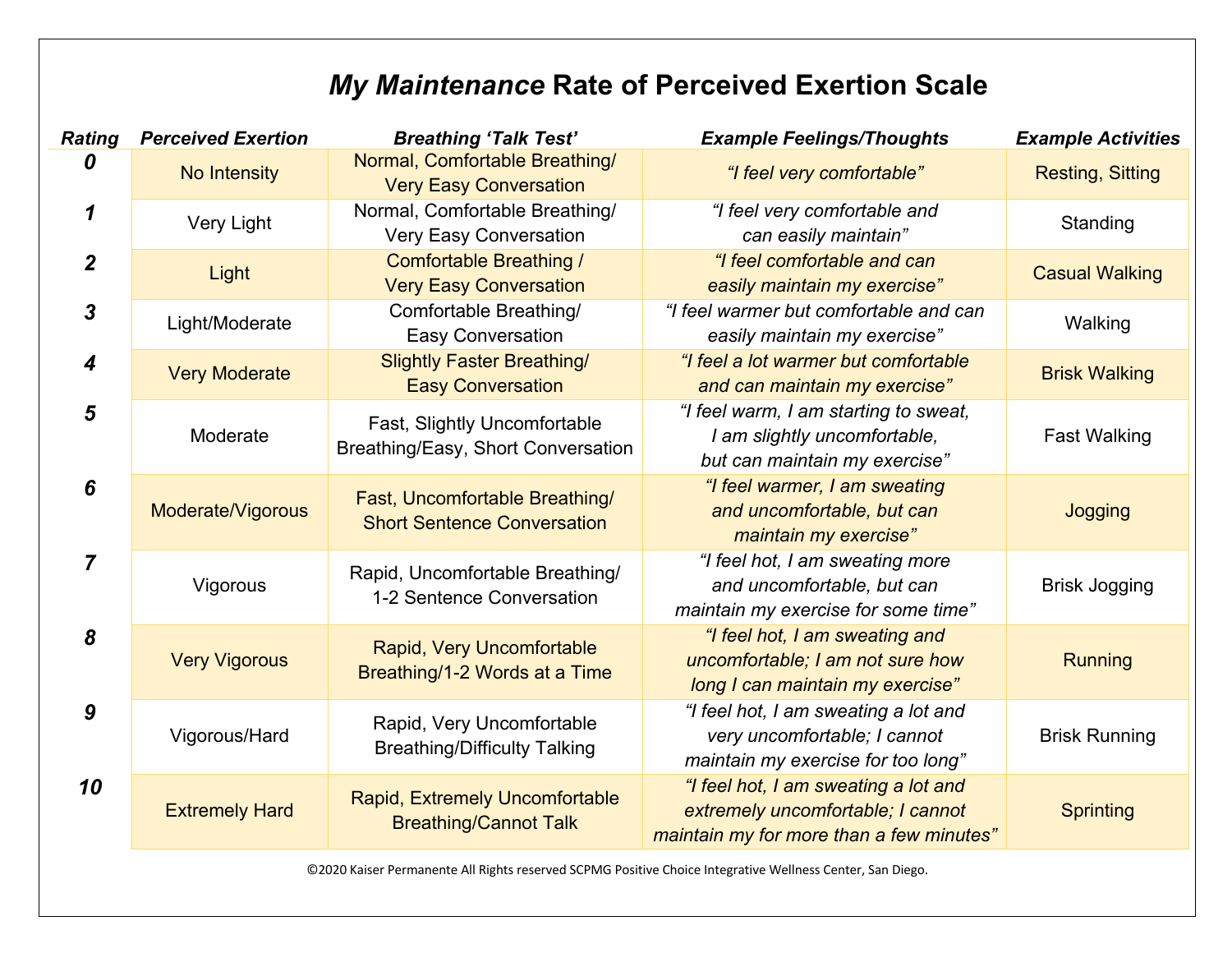# *My Maintenance* Rate of Perceived Exertion Scale

| *Rating* | *Perceived Exertion* | *Breathing 'Talk Test'* | *Example Feelings/Thoughts* | *Example Activities* |
|---|---|---|---|---|
| **0** | No Intensity | Normal, Comfortable Breathing/ Very Easy Conversation | *"I feel very comfortable"* | Resting, Sitting |
| **1** | Very Light | Normal, Comfortable Breathing/ Very Easy Conversation | *"I feel very comfortable and can easily maintain"* | Standing |
| **2** | Light | Comfortable Breathing / Very Easy Conversation | *"I feel comfortable and can easily maintain my exercise"* | Casual Walking |
| **3** | Light/Moderate | Comfortable Breathing/ Easy Conversation | *"I feel warmer but comfortable and can easily maintain my exercise"* | Walking |
| **4** | Very Moderate | Slightly Faster Breathing/ Easy Conversation | *"I feel a lot warmer but comfortable and can maintain my exercise"* | Brisk Walking |
| **5** | Moderate | Fast, Slightly Uncomfortable Breathing/Easy, Short Conversation | *"I feel warm, I am starting to sweat, I am slightly uncomfortable, but can maintain my exercise"* | Fast Walking |
| **6** | Moderate/Vigorous | Fast, Uncomfortable Breathing/ Short Sentence Conversation | *"I feel warmer, I am sweating and uncomfortable, but can maintain my exercise"* | Jogging |
| **7** | Vigorous | Rapid, Uncomfortable Breathing/ 1-2 Sentence Conversation | *"I feel hot, I am sweating more and uncomfortable, but can maintain my exercise for some time"* | Brisk Jogging |
| **8** | Very Vigorous | Rapid, Very Uncomfortable Breathing/1-2 Words at a Time | *"I feel hot, I am sweating and uncomfortable; I am not sure how long I can maintain my exercise"* | Running |
| **9** | Vigorous/Hard | Rapid, Very Uncomfortable Breathing/Difficulty Talking | *"I feel hot, I am sweating a lot and very uncomfortable; I cannot maintain my exercise for too long"* | Brisk Running |
| **10** | Extremely Hard | Rapid, Extremely Uncomfortable Breathing/Cannot Talk | *"I feel hot, I am sweating a lot and extremely uncomfortable; I cannot maintain my for more than a few minutes"* | Sprinting |

©2020 Kaiser Permanente All Rights reserved SCPMG Positive Choice Integrative Wellness Center, San Diego.